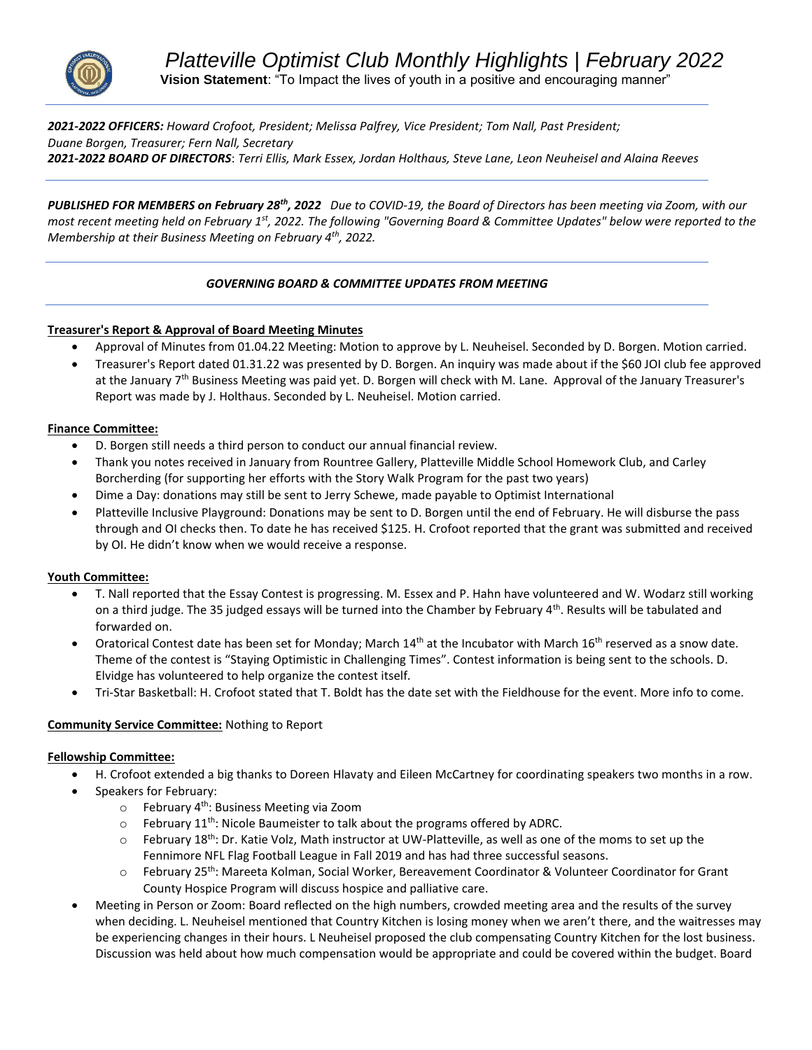# *Platteville Optimist Club Monthly Highlights | February 2022*

**Vision Statement**: "To Impact the lives of youth in a positive and encouraging manner"

***2021-2022 OFFICERS:*** *Howard Crofoot, President; Melissa Palfrey, Vice President; Tom Nall, Past President; Duane Borgen, Treasurer; Fern Nall, Secretary*
***2021-2022 BOARD OF DIRECTORS***: *Terri Ellis, Mark Essex, Jordan Holthaus, Steve Lane, Leon Neuheisel and Alaina Reeves*

***PUBLISHED FOR MEMBERS on February 28th, 2022*** *Due to COVID-19, the Board of Directors has been meeting via Zoom, with our most recent meeting held on February 1st, 2022. The following "Governing Board & Committee Updates" below were reported to the Membership at their Business Meeting on February 4th, 2022.*

***GOVERNING BOARD & COMMITTEE UPDATES FROM MEETING***

**Treasurer's Report & Approval of Board Meeting Minutes**

- Approval of Minutes from 01.04.22 Meeting: Motion to approve by L. Neuheisel. Seconded by D. Borgen. Motion carried.
- Treasurer's Report dated 01.31.22 was presented by D. Borgen. An inquiry was made about if the $60 JOI club fee approved at the January 7th Business Meeting was paid yet. D. Borgen will check with M. Lane. Approval of the January Treasurer's Report was made by J. Holthaus. Seconded by L. Neuheisel. Motion carried.

**Finance Committee:**

- D. Borgen still needs a third person to conduct our annual financial review.
- Thank you notes received in January from Rountree Gallery, Platteville Middle School Homework Club, and Carley Borcherding (for supporting her efforts with the Story Walk Program for the past two years)
- Dime a Day: donations may still be sent to Jerry Schewe, made payable to Optimist International
- Platteville Inclusive Playground: Donations may be sent to D. Borgen until the end of February. He will disburse the pass through and OI checks then. To date he has received $125. H. Crofoot reported that the grant was submitted and received by OI. He didn't know when we would receive a response.

**Youth Committee:**

- T. Nall reported that the Essay Contest is progressing. M. Essex and P. Hahn have volunteered and W. Wodarz still working on a third judge. The 35 judged essays will be turned into the Chamber by February 4th. Results will be tabulated and forwarded on.
- Oratorical Contest date has been set for Monday; March 14th at the Incubator with March 16th reserved as a snow date. Theme of the contest is "Staying Optimistic in Challenging Times". Contest information is being sent to the schools. D. Elvidge has volunteered to help organize the contest itself.
- Tri-Star Basketball: H. Crofoot stated that T. Boldt has the date set with the Fieldhouse for the event. More info to come.

**Community Service Committee:** Nothing to Report

**Fellowship Committee:**

- H. Crofoot extended a big thanks to Doreen Hlavaty and Eileen McCartney for coordinating speakers two months in a row.
- Speakers for February:
  - February 4th: Business Meeting via Zoom
  - February 11th: Nicole Baumeister to talk about the programs offered by ADRC.
  - February 18th: Dr. Katie Volz, Math instructor at UW-Platteville, as well as one of the moms to set up the Fennimore NFL Flag Football League in Fall 2019 and has had three successful seasons.
  - February 25th: Mareeta Kolman, Social Worker, Bereavement Coordinator & Volunteer Coordinator for Grant County Hospice Program will discuss hospice and palliative care.
- Meeting in Person or Zoom: Board reflected on the high numbers, crowded meeting area and the results of the survey when deciding. L. Neuheisel mentioned that Country Kitchen is losing money when we aren't there, and the waitresses may be experiencing changes in their hours. L Neuheisel proposed the club compensating Country Kitchen for the lost business. Discussion was held about how much compensation would be appropriate and could be covered within the budget. Board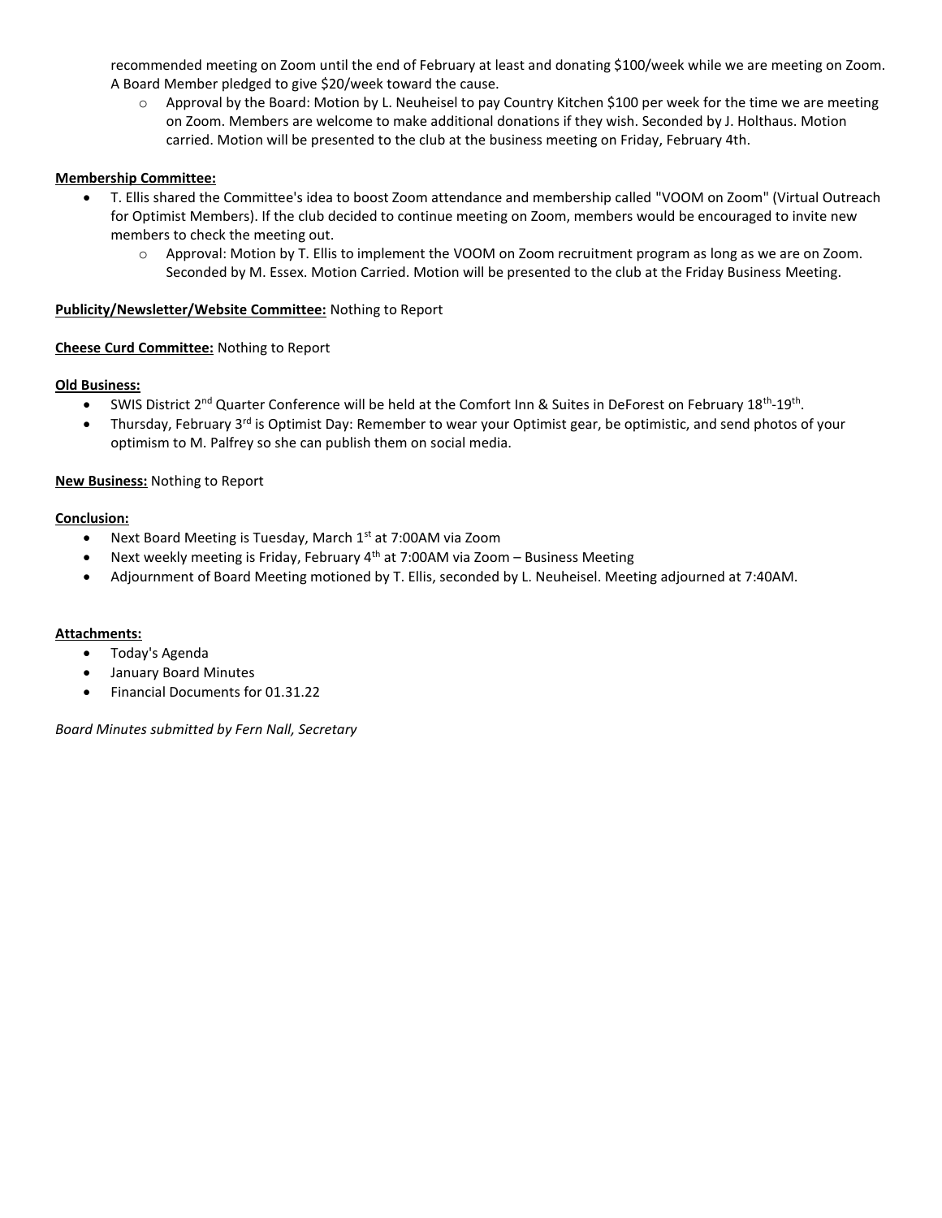recommended meeting on Zoom until the end of February at least and donating $100/week while we are meeting on Zoom. A Board Member pledged to give $20/week toward the cause.

- Approval by the Board: Motion by L. Neuheisel to pay Country Kitchen $100 per week for the time we are meeting on Zoom. Members are welcome to make additional donations if they wish. Seconded by J. Holthaus. Motion carried. Motion will be presented to the club at the business meeting on Friday, February 4th.

**Membership Committee:**

- T. Ellis shared the Committee's idea to boost Zoom attendance and membership called "VOOM on Zoom" (Virtual Outreach for Optimist Members). If the club decided to continue meeting on Zoom, members would be encouraged to invite new members to check the meeting out.
  - Approval: Motion by T. Ellis to implement the VOOM on Zoom recruitment program as long as we are on Zoom. Seconded by M. Essex. Motion Carried. Motion will be presented to the club at the Friday Business Meeting.

**Publicity/Newsletter/Website Committee:** Nothing to Report

**Cheese Curd Committee:** Nothing to Report

**Old Business:**

- SWIS District 2nd Quarter Conference will be held at the Comfort Inn & Suites in DeForest on February 18th-19th.
- Thursday, February 3rd is Optimist Day: Remember to wear your Optimist gear, be optimistic, and send photos of your optimism to M. Palfrey so she can publish them on social media.

**New Business:** Nothing to Report

**Conclusion:**

- Next Board Meeting is Tuesday, March 1st at 7:00AM via Zoom
- Next weekly meeting is Friday, February 4th at 7:00AM via Zoom – Business Meeting
- Adjournment of Board Meeting motioned by T. Ellis, seconded by L. Neuheisel. Meeting adjourned at 7:40AM.

**Attachments:**

- Today's Agenda
- January Board Minutes
- Financial Documents for 01.31.22

*Board Minutes submitted by Fern Nall, Secretary*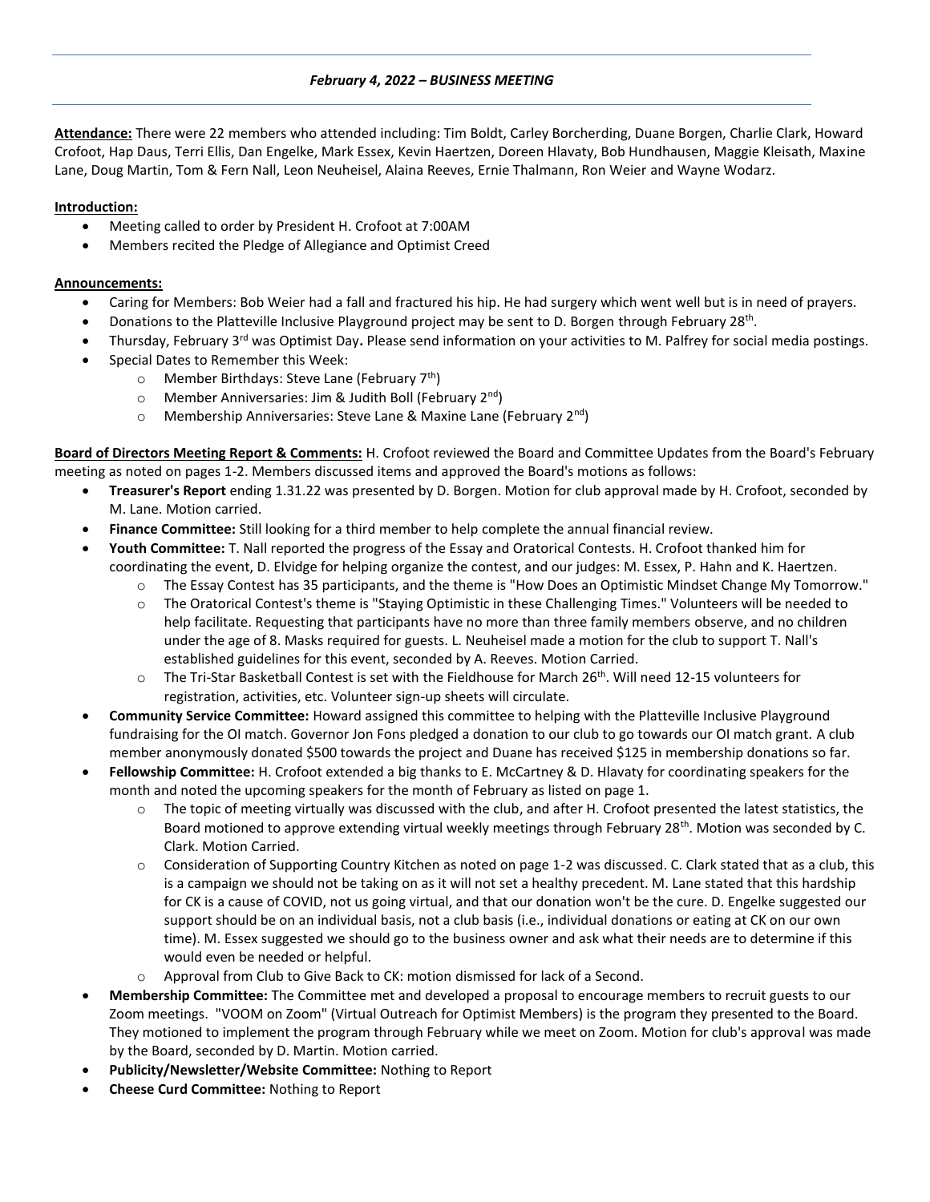### *February 4, 2022 – BUSINESS MEETING*

**Attendance:** There were 22 members who attended including: Tim Boldt, Carley Borcherding, Duane Borgen, Charlie Clark, Howard Crofoot, Hap Daus, Terri Ellis, Dan Engelke, Mark Essex, Kevin Haertzen, Doreen Hlavaty, Bob Hundhausen, Maggie Kleisath, Maxine Lane, Doug Martin, Tom & Fern Nall, Leon Neuheisel, Alaina Reeves, Ernie Thalmann, Ron Weier and Wayne Wodarz.

**Introduction:**

- Meeting called to order by President H. Crofoot at 7:00AM
- Members recited the Pledge of Allegiance and Optimist Creed

**Announcements:**

- Caring for Members: Bob Weier had a fall and fractured his hip. He had surgery which went well but is in need of prayers.
- Donations to the Platteville Inclusive Playground project may be sent to D. Borgen through February 28th.
- Thursday, February 3rd was Optimist Day**.** Please send information on your activities to M. Palfrey for social media postings.
- Special Dates to Remember this Week:
  - Member Birthdays: Steve Lane (February 7th)
  - Member Anniversaries: Jim & Judith Boll (February 2nd)
  - Membership Anniversaries: Steve Lane & Maxine Lane (February 2nd)

**Board of Directors Meeting Report & Comments:** H. Crofoot reviewed the Board and Committee Updates from the Board's February meeting as noted on pages 1-2. Members discussed items and approved the Board's motions as follows:

- **Treasurer's Report** ending 1.31.22 was presented by D. Borgen. Motion for club approval made by H. Crofoot, seconded by M. Lane. Motion carried.
- **Finance Committee:** Still looking for a third member to help complete the annual financial review.
- **Youth Committee:** T. Nall reported the progress of the Essay and Oratorical Contests. H. Crofoot thanked him for coordinating the event, D. Elvidge for helping organize the contest, and our judges: M. Essex, P. Hahn and K. Haertzen.
  - The Essay Contest has 35 participants, and the theme is "How Does an Optimistic Mindset Change My Tomorrow."
  - The Oratorical Contest's theme is "Staying Optimistic in these Challenging Times." Volunteers will be needed to help facilitate. Requesting that participants have no more than three family members observe, and no children under the age of 8. Masks required for guests. L. Neuheisel made a motion for the club to support T. Nall's established guidelines for this event, seconded by A. Reeves. Motion Carried.
  - The Tri-Star Basketball Contest is set with the Fieldhouse for March 26th. Will need 12-15 volunteers for registration, activities, etc. Volunteer sign-up sheets will circulate.
- **Community Service Committee:** Howard assigned this committee to helping with the Platteville Inclusive Playground fundraising for the OI match. Governor Jon Fons pledged a donation to our club to go towards our OI match grant. A club member anonymously donated $500 towards the project and Duane has received $125 in membership donations so far.
- **Fellowship Committee:** H. Crofoot extended a big thanks to E. McCartney & D. Hlavaty for coordinating speakers for the month and noted the upcoming speakers for the month of February as listed on page 1.
  - The topic of meeting virtually was discussed with the club, and after H. Crofoot presented the latest statistics, the Board motioned to approve extending virtual weekly meetings through February 28th. Motion was seconded by C. Clark. Motion Carried.
  - Consideration of Supporting Country Kitchen as noted on page 1-2 was discussed. C. Clark stated that as a club, this is a campaign we should not be taking on as it will not set a healthy precedent. M. Lane stated that this hardship for CK is a cause of COVID, not us going virtual, and that our donation won't be the cure. D. Engelke suggested our support should be on an individual basis, not a club basis (i.e., individual donations or eating at CK on our own time). M. Essex suggested we should go to the business owner and ask what their needs are to determine if this would even be needed or helpful.
  - Approval from Club to Give Back to CK: motion dismissed for lack of a Second.
- **Membership Committee:** The Committee met and developed a proposal to encourage members to recruit guests to our Zoom meetings. "VOOM on Zoom" (Virtual Outreach for Optimist Members) is the program they presented to the Board. They motioned to implement the program through February while we meet on Zoom. Motion for club's approval was made by the Board, seconded by D. Martin. Motion carried.
- **Publicity/Newsletter/Website Committee:** Nothing to Report
- **Cheese Curd Committee:** Nothing to Report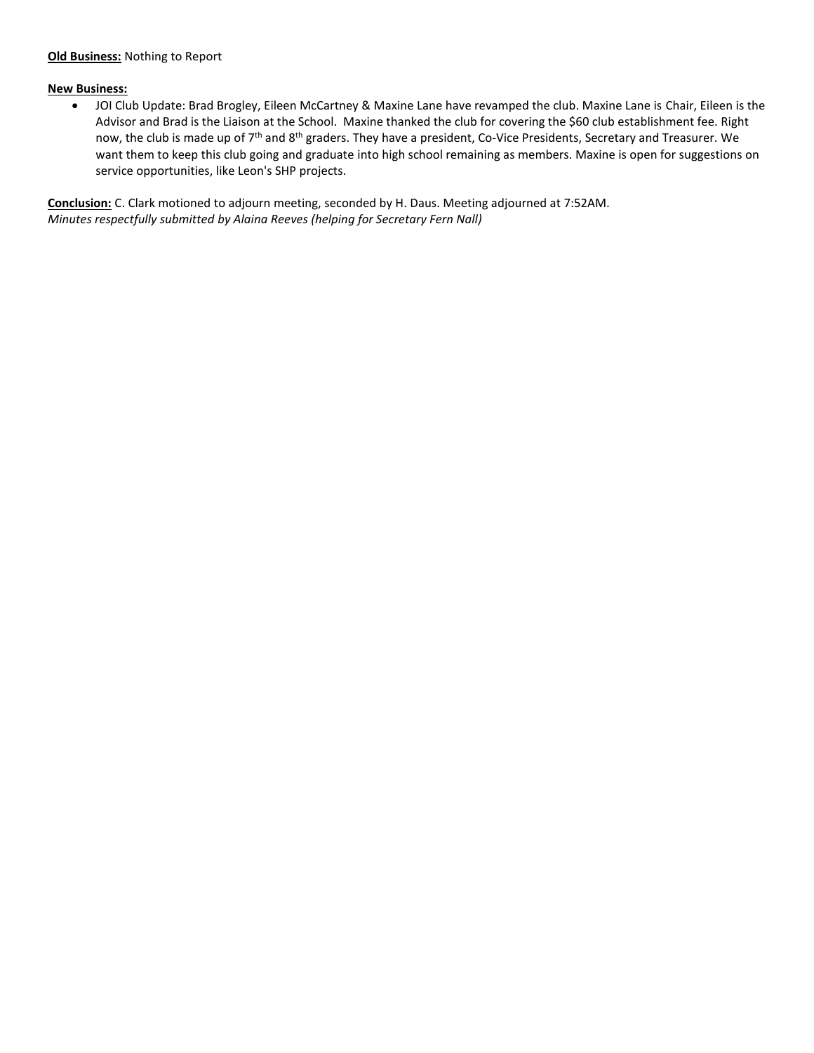**Old Business:** Nothing to Report

**New Business:**

- JOI Club Update: Brad Brogley, Eileen McCartney & Maxine Lane have revamped the club. Maxine Lane is Chair, Eileen is the Advisor and Brad is the Liaison at the School. Maxine thanked the club for covering the $60 club establishment fee. Right now, the club is made up of 7th and 8th graders. They have a president, Co-Vice Presidents, Secretary and Treasurer. We want them to keep this club going and graduate into high school remaining as members. Maxine is open for suggestions on service opportunities, like Leon's SHP projects.

**Conclusion:** C. Clark motioned to adjourn meeting, seconded by H. Daus. Meeting adjourned at 7:52AM.
*Minutes respectfully submitted by Alaina Reeves (helping for Secretary Fern Nall)*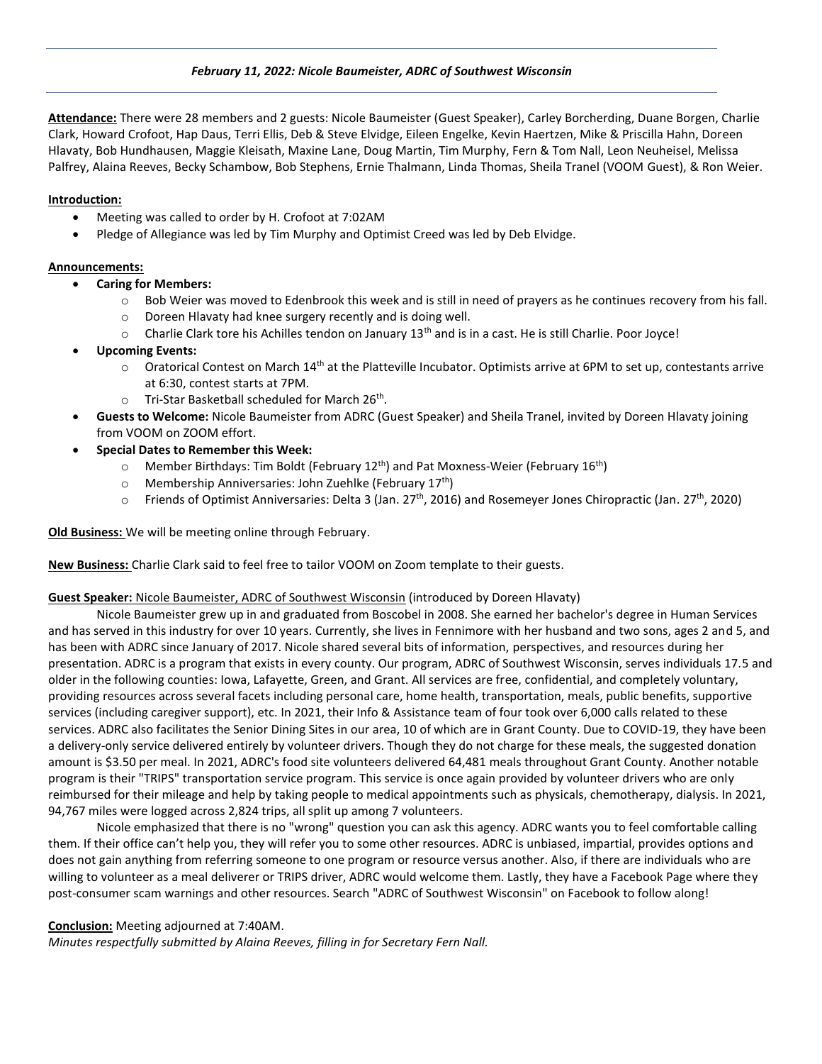### *February 11, 2022: Nicole Baumeister, ADRC of Southwest Wisconsin*

**Attendance:** There were 28 members and 2 guests: Nicole Baumeister (Guest Speaker), Carley Borcherding, Duane Borgen, Charlie Clark, Howard Crofoot, Hap Daus, Terri Ellis, Deb & Steve Elvidge, Eileen Engelke, Kevin Haertzen, Mike & Priscilla Hahn, Doreen Hlavaty, Bob Hundhausen, Maggie Kleisath, Maxine Lane, Doug Martin, Tim Murphy, Fern & Tom Nall, Leon Neuheisel, Melissa Palfrey, Alaina Reeves, Becky Schambow, Bob Stephens, Ernie Thalmann, Linda Thomas, Sheila Tranel (VOOM Guest), & Ron Weier.

**Introduction:**

- Meeting was called to order by H. Crofoot at 7:02AM
- Pledge of Allegiance was led by Tim Murphy and Optimist Creed was led by Deb Elvidge.

**Announcements:**

- **Caring for Members:**
  - Bob Weier was moved to Edenbrook this week and is still in need of prayers as he continues recovery from his fall.
  - Doreen Hlavaty had knee surgery recently and is doing well.
  - Charlie Clark tore his Achilles tendon on January 13th and is in a cast. He is still Charlie. Poor Joyce!
- **Upcoming Events:**
  - Oratorical Contest on March 14th at the Platteville Incubator. Optimists arrive at 6PM to set up, contestants arrive at 6:30, contest starts at 7PM.
  - Tri-Star Basketball scheduled for March 26th.
- **Guests to Welcome:** Nicole Baumeister from ADRC (Guest Speaker) and Sheila Tranel, invited by Doreen Hlavaty joining from VOOM on ZOOM effort.
- **Special Dates to Remember this Week:**
  - Member Birthdays: Tim Boldt (February 12th) and Pat Moxness-Weier (February 16th)
  - Membership Anniversaries: John Zuehlke (February 17th)
  - Friends of Optimist Anniversaries: Delta 3 (Jan. 27th, 2016) and Rosemeyer Jones Chiropractic (Jan. 27th, 2020)

**Old Business:** We will be meeting online through February.

**New Business:** Charlie Clark said to feel free to tailor VOOM on Zoom template to their guests.

**Guest Speaker:** Nicole Baumeister, ADRC of Southwest Wisconsin (introduced by Doreen Hlavaty)

Nicole Baumeister grew up in and graduated from Boscobel in 2008. She earned her bachelor's degree in Human Services and has served in this industry for over 10 years. Currently, she lives in Fennimore with her husband and two sons, ages 2 and 5, and has been with ADRC since January of 2017. Nicole shared several bits of information, perspectives, and resources during her presentation. ADRC is a program that exists in every county. Our program, ADRC of Southwest Wisconsin, serves individuals 17.5 and older in the following counties: Iowa, Lafayette, Green, and Grant. All services are free, confidential, and completely voluntary, providing resources across several facets including personal care, home health, transportation, meals, public benefits, supportive services (including caregiver support), etc. In 2021, their Info & Assistance team of four took over 6,000 calls related to these services. ADRC also facilitates the Senior Dining Sites in our area, 10 of which are in Grant County. Due to COVID-19, they have been a delivery-only service delivered entirely by volunteer drivers. Though they do not charge for these meals, the suggested donation amount is $3.50 per meal. In 2021, ADRC's food site volunteers delivered 64,481 meals throughout Grant County. Another notable program is their "TRIPS" transportation service program. This service is once again provided by volunteer drivers who are only reimbursed for their mileage and help by taking people to medical appointments such as physicals, chemotherapy, dialysis. In 2021, 94,767 miles were logged across 2,824 trips, all split up among 7 volunteers.

Nicole emphasized that there is no "wrong" question you can ask this agency. ADRC wants you to feel comfortable calling them. If their office can't help you, they will refer you to some other resources. ADRC is unbiased, impartial, provides options and does not gain anything from referring someone to one program or resource versus another. Also, if there are individuals who are willing to volunteer as a meal deliverer or TRIPS driver, ADRC would welcome them. Lastly, they have a Facebook Page where they post-consumer scam warnings and other resources. Search "ADRC of Southwest Wisconsin" on Facebook to follow along!

**Conclusion:** Meeting adjourned at 7:40AM.

*Minutes respectfully submitted by Alaina Reeves, filling in for Secretary Fern Nall.*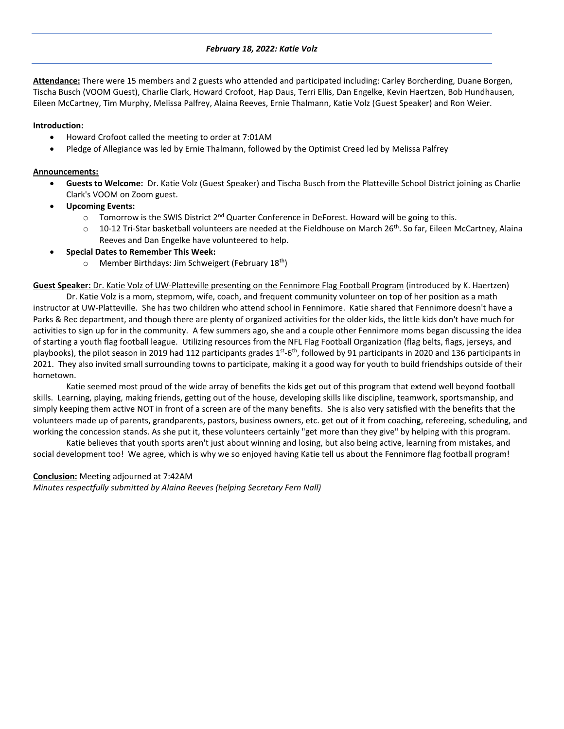***February 18, 2022: Katie Volz***

**Attendance:** There were 15 members and 2 guests who attended and participated including: Carley Borcherding, Duane Borgen, Tischa Busch (VOOM Guest), Charlie Clark, Howard Crofoot, Hap Daus, Terri Ellis, Dan Engelke, Kevin Haertzen, Bob Hundhausen, Eileen McCartney, Tim Murphy, Melissa Palfrey, Alaina Reeves, Ernie Thalmann, Katie Volz (Guest Speaker) and Ron Weier.

**Introduction:**

- Howard Crofoot called the meeting to order at 7:01AM
- Pledge of Allegiance was led by Ernie Thalmann, followed by the Optimist Creed led by Melissa Palfrey

**Announcements:**

- **Guests to Welcome:** Dr. Katie Volz (Guest Speaker) and Tischa Busch from the Platteville School District joining as Charlie Clark's VOOM on Zoom guest.
- **Upcoming Events:**
  - Tomorrow is the SWIS District 2nd Quarter Conference in DeForest. Howard will be going to this.
  - 10-12 Tri-Star basketball volunteers are needed at the Fieldhouse on March 26th. So far, Eileen McCartney, Alaina Reeves and Dan Engelke have volunteered to help.
- **Special Dates to Remember This Week:**
  - Member Birthdays: Jim Schweigert (February 18th)

**Guest Speaker:** Dr. Katie Volz of UW-Platteville presenting on the Fennimore Flag Football Program (introduced by K. Haertzen)

Dr. Katie Volz is a mom, stepmom, wife, coach, and frequent community volunteer on top of her position as a math instructor at UW-Platteville. She has two children who attend school in Fennimore. Katie shared that Fennimore doesn't have a Parks & Rec department, and though there are plenty of organized activities for the older kids, the little kids don't have much for activities to sign up for in the community. A few summers ago, she and a couple other Fennimore moms began discussing the idea of starting a youth flag football league. Utilizing resources from the NFL Flag Football Organization (flag belts, flags, jerseys, and playbooks), the pilot season in 2019 had 112 participants grades 1st-6th, followed by 91 participants in 2020 and 136 participants in 2021. They also invited small surrounding towns to participate, making it a good way for youth to build friendships outside of their hometown.

Katie seemed most proud of the wide array of benefits the kids get out of this program that extend well beyond football skills. Learning, playing, making friends, getting out of the house, developing skills like discipline, teamwork, sportsmanship, and simply keeping them active NOT in front of a screen are of the many benefits. She is also very satisfied with the benefits that the volunteers made up of parents, grandparents, pastors, business owners, etc. get out of it from coaching, refereeing, scheduling, and working the concession stands. As she put it, these volunteers certainly "get more than they give" by helping with this program.

Katie believes that youth sports aren't just about winning and losing, but also being active, learning from mistakes, and social development too! We agree, which is why we so enjoyed having Katie tell us about the Fennimore flag football program!

**Conclusion:** Meeting adjourned at 7:42AM

*Minutes respectfully submitted by Alaina Reeves (helping Secretary Fern Nall)*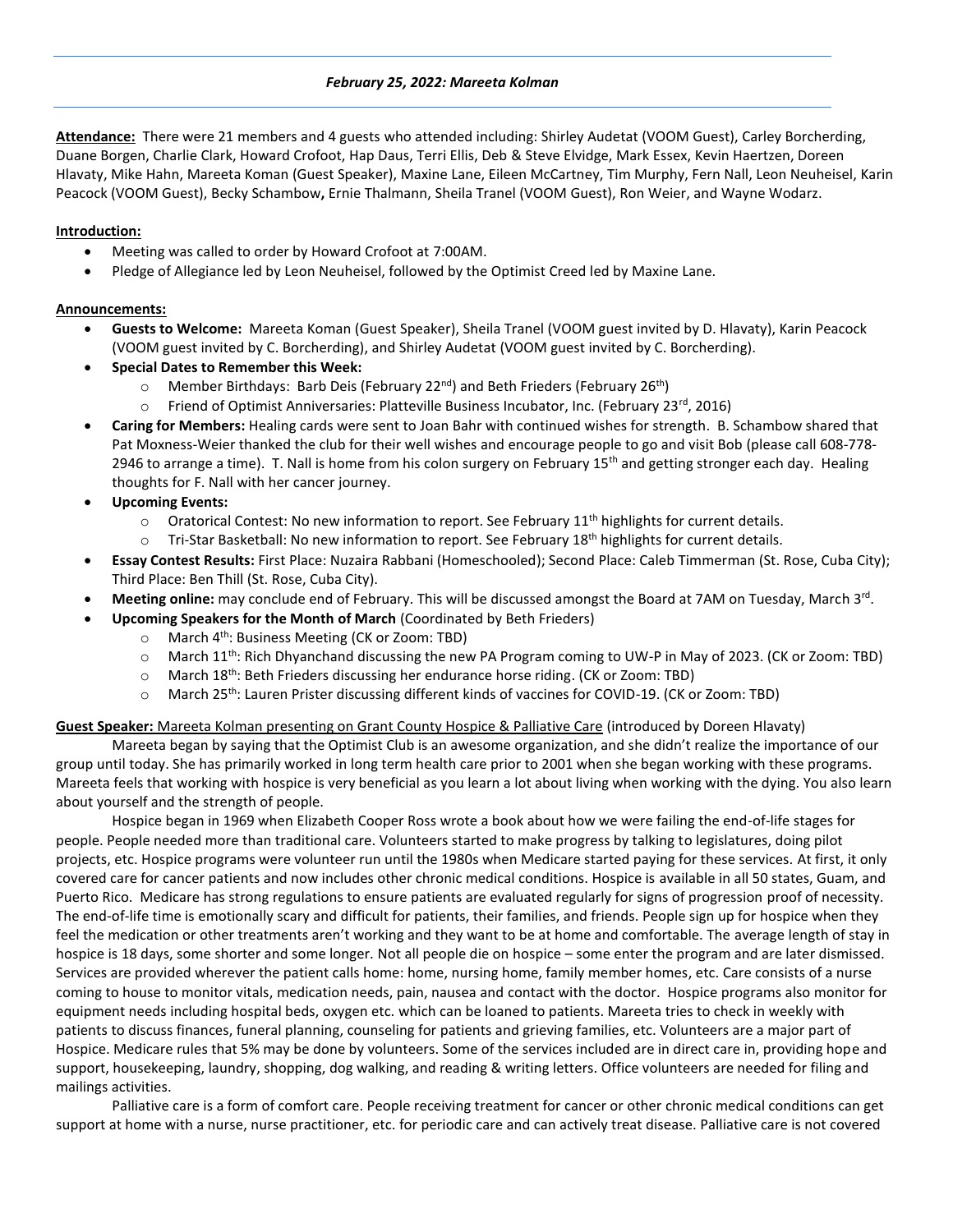*February 25, 2022: Mareeta Kolman*

**Attendance:** There were 21 members and 4 guests who attended including: Shirley Audetat (VOOM Guest), Carley Borcherding, Duane Borgen, Charlie Clark, Howard Crofoot, Hap Daus, Terri Ellis, Deb & Steve Elvidge, Mark Essex, Kevin Haertzen, Doreen Hlavaty, Mike Hahn, Mareeta Koman (Guest Speaker), Maxine Lane, Eileen McCartney, Tim Murphy, Fern Nall, Leon Neuheisel, Karin Peacock (VOOM Guest), Becky Schambow**,** Ernie Thalmann, Sheila Tranel (VOOM Guest), Ron Weier, and Wayne Wodarz.

**Introduction:**

- Meeting was called to order by Howard Crofoot at 7:00AM.
- Pledge of Allegiance led by Leon Neuheisel, followed by the Optimist Creed led by Maxine Lane.

**Announcements:**

- **Guests to Welcome:** Mareeta Koman (Guest Speaker), Sheila Tranel (VOOM guest invited by D. Hlavaty), Karin Peacock (VOOM guest invited by C. Borcherding), and Shirley Audetat (VOOM guest invited by C. Borcherding).
- **Special Dates to Remember this Week:**
  - Member Birthdays: Barb Deis (February 22nd) and Beth Frieders (February 26th)
  - Friend of Optimist Anniversaries: Platteville Business Incubator, Inc. (February 23rd, 2016)
- **Caring for Members:** Healing cards were sent to Joan Bahr with continued wishes for strength. B. Schambow shared that Pat Moxness-Weier thanked the club for their well wishes and encourage people to go and visit Bob (please call 608-778-2946 to arrange a time). T. Nall is home from his colon surgery on February 15th and getting stronger each day. Healing thoughts for F. Nall with her cancer journey.
- **Upcoming Events:**
  - Oratorical Contest: No new information to report. See February 11th highlights for current details.
  - Tri-Star Basketball: No new information to report. See February 18th highlights for current details.
- **Essay Contest Results:** First Place: Nuzaira Rabbani (Homeschooled); Second Place: Caleb Timmerman (St. Rose, Cuba City); Third Place: Ben Thill (St. Rose, Cuba City).
- **Meeting online:** may conclude end of February. This will be discussed amongst the Board at 7AM on Tuesday, March 3rd.
- **Upcoming Speakers for the Month of March** (Coordinated by Beth Frieders)
  - March 4th: Business Meeting (CK or Zoom: TBD)
  - March 11th: Rich Dhyanchand discussing the new PA Program coming to UW-P in May of 2023. (CK or Zoom: TBD)
  - March 18th: Beth Frieders discussing her endurance horse riding. (CK or Zoom: TBD)
  - March 25th: Lauren Prister discussing different kinds of vaccines for COVID-19. (CK or Zoom: TBD)

**Guest Speaker:** Mareeta Kolman presenting on Grant County Hospice & Palliative Care (introduced by Doreen Hlavaty)

Mareeta began by saying that the Optimist Club is an awesome organization, and she didn't realize the importance of our group until today. She has primarily worked in long term health care prior to 2001 when she began working with these programs. Mareeta feels that working with hospice is very beneficial as you learn a lot about living when working with the dying. You also learn about yourself and the strength of people.

Hospice began in 1969 when Elizabeth Cooper Ross wrote a book about how we were failing the end-of-life stages for people. People needed more than traditional care. Volunteers started to make progress by talking to legislatures, doing pilot projects, etc. Hospice programs were volunteer run until the 1980s when Medicare started paying for these services. At first, it only covered care for cancer patients and now includes other chronic medical conditions. Hospice is available in all 50 states, Guam, and Puerto Rico. Medicare has strong regulations to ensure patients are evaluated regularly for signs of progression proof of necessity. The end-of-life time is emotionally scary and difficult for patients, their families, and friends. People sign up for hospice when they feel the medication or other treatments aren't working and they want to be at home and comfortable. The average length of stay in hospice is 18 days, some shorter and some longer. Not all people die on hospice – some enter the program and are later dismissed. Services are provided wherever the patient calls home: home, nursing home, family member homes, etc. Care consists of a nurse coming to house to monitor vitals, medication needs, pain, nausea and contact with the doctor. Hospice programs also monitor for equipment needs including hospital beds, oxygen etc. which can be loaned to patients. Mareeta tries to check in weekly with patients to discuss finances, funeral planning, counseling for patients and grieving families, etc. Volunteers are a major part of Hospice. Medicare rules that 5% may be done by volunteers. Some of the services included are in direct care in, providing hope and support, housekeeping, laundry, shopping, dog walking, and reading & writing letters. Office volunteers are needed for filing and mailings activities.

Palliative care is a form of comfort care. People receiving treatment for cancer or other chronic medical conditions can get support at home with a nurse, nurse practitioner, etc. for periodic care and can actively treat disease. Palliative care is not covered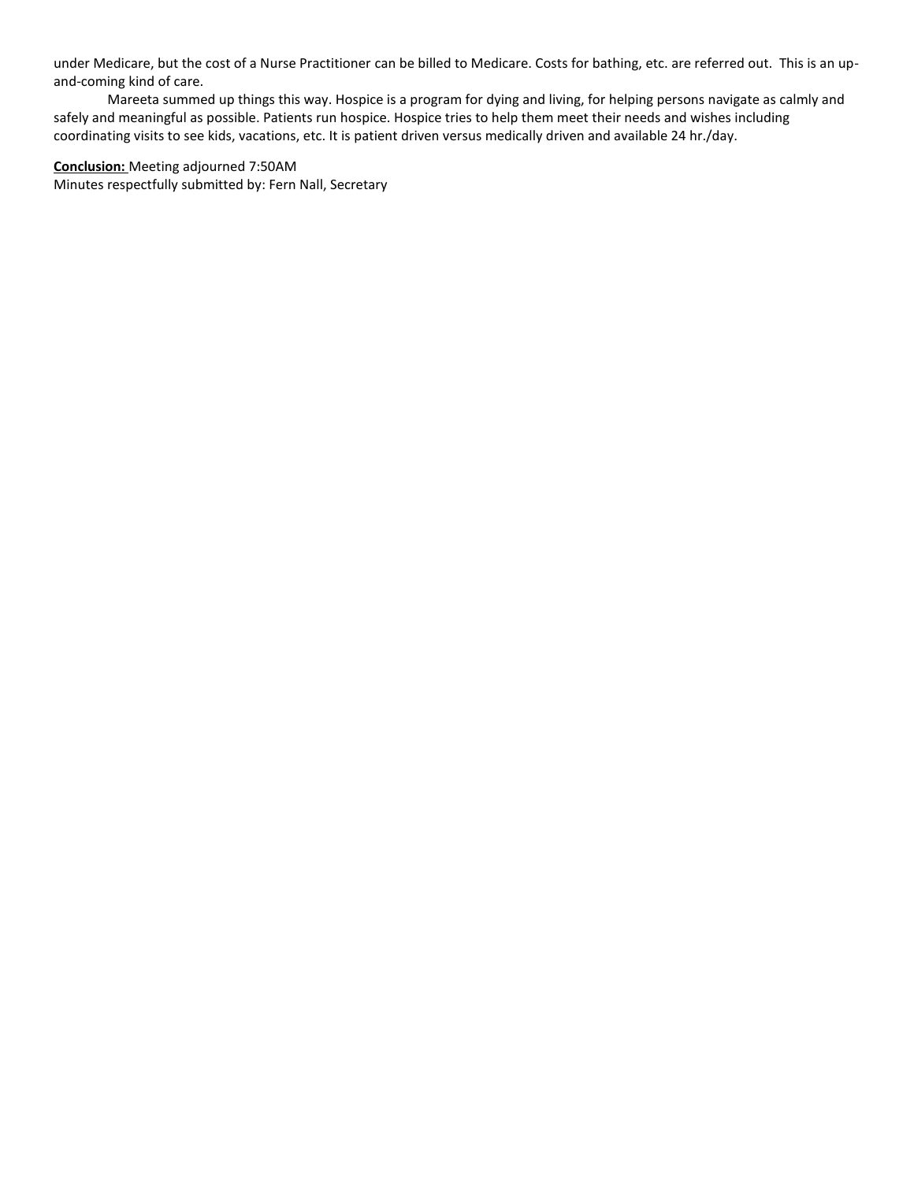under Medicare, but the cost of a Nurse Practitioner can be billed to Medicare. Costs for bathing, etc. are referred out. This is an up-and-coming kind of care.

Mareeta summed up things this way. Hospice is a program for dying and living, for helping persons navigate as calmly and safely and meaningful as possible. Patients run hospice. Hospice tries to help them meet their needs and wishes including coordinating visits to see kids, vacations, etc. It is patient driven versus medically driven and available 24 hr./day.

**Conclusion:** Meeting adjourned 7:50AM
Minutes respectfully submitted by: Fern Nall, Secretary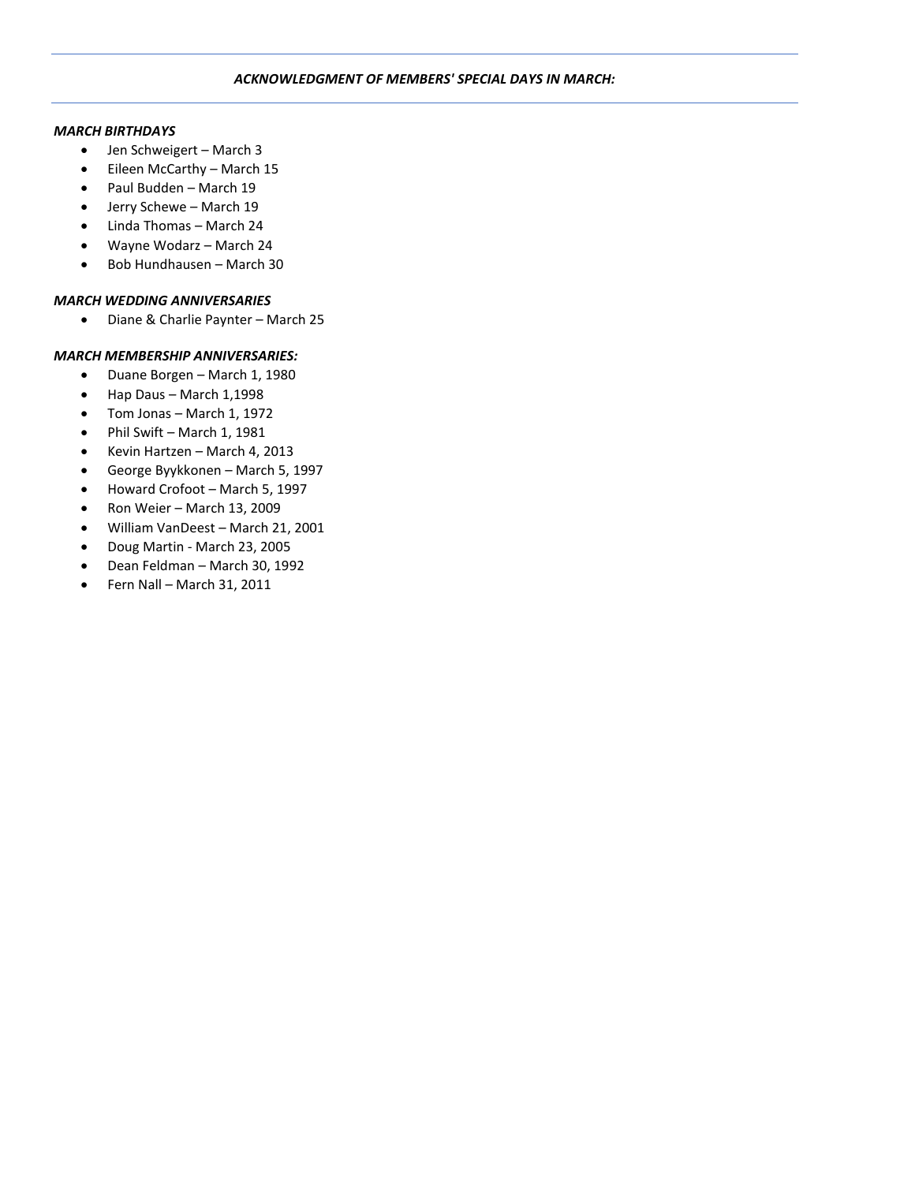---

## *ACKNOWLEDGMENT OF MEMBERS' SPECIAL DAYS IN MARCH:*

---

***MARCH BIRTHDAYS***

- Jen Schweigert – March 3
- Eileen McCarthy – March 15
- Paul Budden – March 19
- Jerry Schewe – March 19
- Linda Thomas – March 24
- Wayne Wodarz – March 24
- Bob Hundhausen – March 30

***MARCH WEDDING ANNIVERSARIES***

- Diane & Charlie Paynter – March 25

***MARCH MEMBERSHIP ANNIVERSARIES:***

- Duane Borgen – March 1, 1980
- Hap Daus – March 1,1998
- Tom Jonas – March 1, 1972
- Phil Swift – March 1, 1981
- Kevin Hartzen – March 4, 2013
- George Byykkonen – March 5, 1997
- Howard Crofoot – March 5, 1997
- Ron Weier – March 13, 2009
- William VanDeest – March 21, 2001
- Doug Martin - March 23, 2005
- Dean Feldman – March 30, 1992
- Fern Nall – March 31, 2011